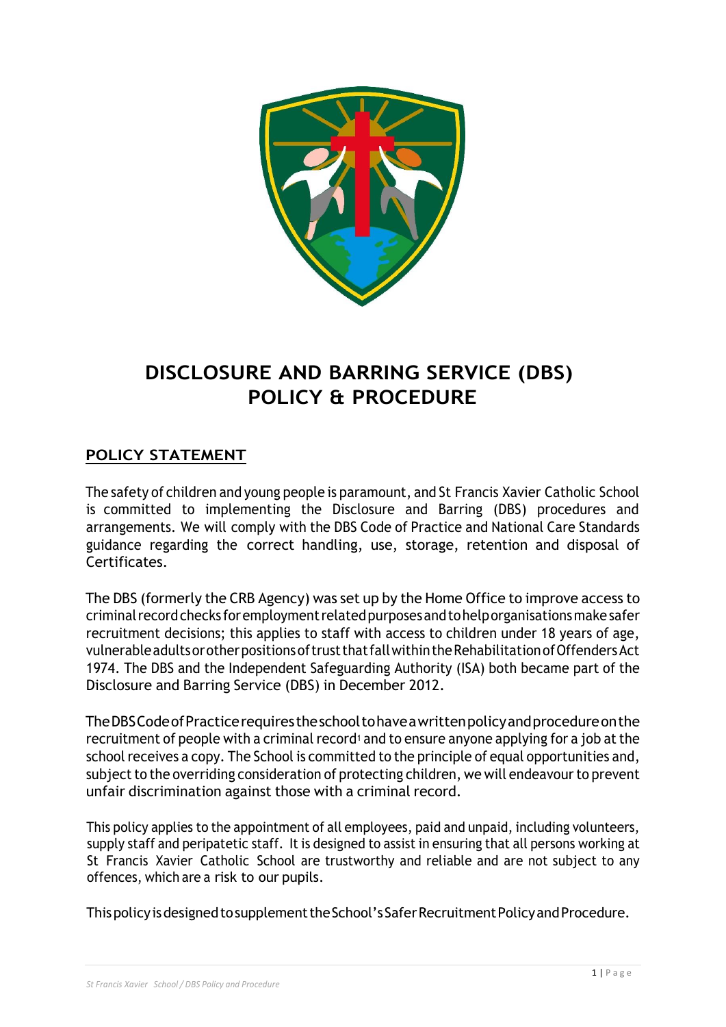# DISCLOSURE AND BARRING SERVICE (DBS) POLICY & PROCEDURE

## POLICY STATEMENT

The safety of children and young people is paramount, and St Francis Xavier Catholic School is committed to implementing the Disclosure and Barring (DBS) procedures and arrangements. We will comply with the DBS Code of Practice and National Care Standards guidance regarding the correct handling, use, storage, retention and disposal of Certificates.

The DBS (formerly the CRB Agency) was set up by the Home Office to improve access to criminal record checks for employment related purposes and to help organisations make safer recruitment decisions; this applies to staff with access to children under 18 years of age, vulnerable adults or other positions of trust that fall within the Rehabilitation of Offenders Act 1974. The DBS and the Independent Safeguarding Authority (ISA) both became part of the Disclosure and Barring Service (DBS) in December 2012.

The DBS Code of Practice requires the school to have a written policy and procedure on the recruitment of people with a criminal record[1] and to ensure anyone applying for a job at the school receives a copy. The School is committed to the principle of equal opportunities and, subject to the overriding consideration of protecting children, we will endeavour to prevent unfair discrimination against those with a criminal record.

This policy applies to the appointment of all employees, paid and unpaid, including volunteers, supply staff and peripatetic staff. It is designed to assist in ensuring that all persons working at St Francis Xavier Catholic School are trustworthy and reliable and are not subject to any offences, which are a risk to our pupils.

This policy is designed to supplement the School's Safer Recruitment Policy and Procedure.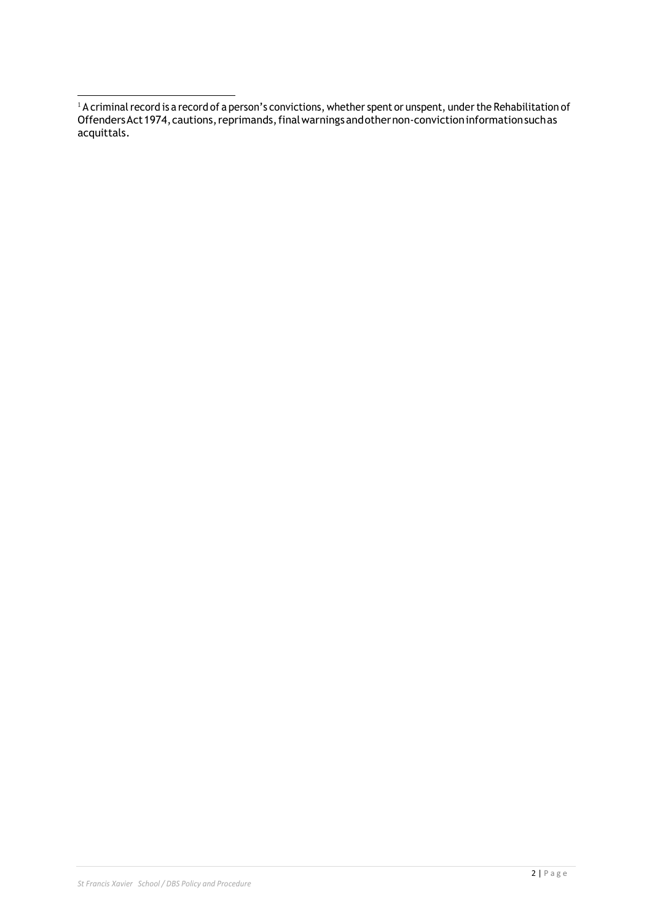[1] A criminal record is a record of a person's convictions, whether spent or unspent, under the Rehabilitation of Offenders Act 1974, cautions, reprimands, final warnings and other non-conviction information such as acquittals.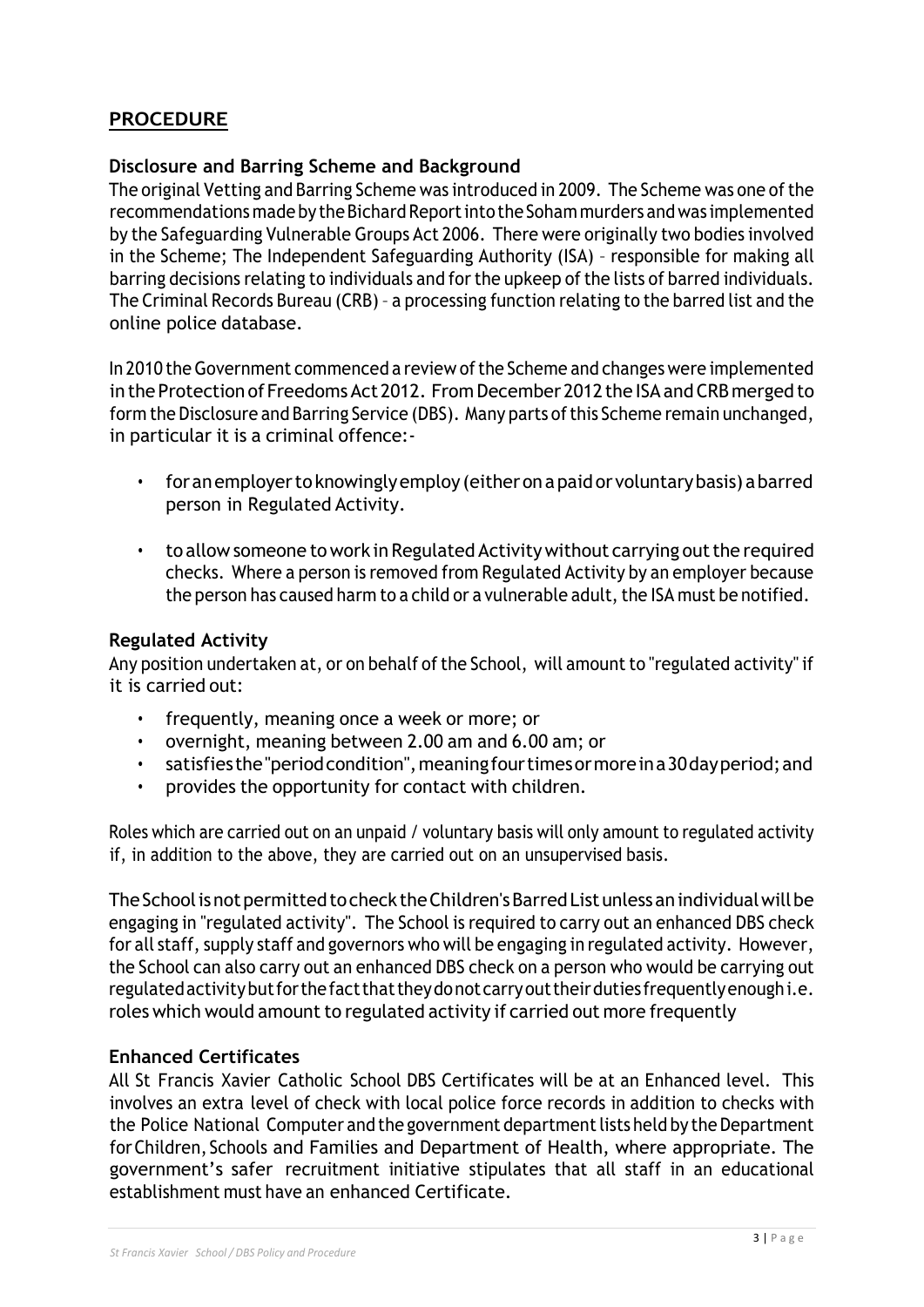## PROCEDURE

### Disclosure and Barring Scheme and Background

The original Vetting and Barring Scheme was introduced in 2009. The Scheme was one of the recommendations made by the Bichard Report into the Soham murders and was implemented by the Safeguarding Vulnerable Groups Act 2006. There were originally two bodies involved in the Scheme; The Independent Safeguarding Authority (ISA) – responsible for making all barring decisions relating to individuals and for the upkeep of the lists of barred individuals. The Criminal Records Bureau (CRB) – a processing function relating to the barred list and the online police database.

In 2010 the Government commenced a review of the Scheme and changes were implemented in the Protection of Freedoms Act 2012. From December 2012 the ISA and CRB merged to form the Disclosure and Barring Service (DBS). Many parts of this Scheme remain unchanged, in particular it is a criminal offence:-

- for an employer to knowingly employ (either on a paid or voluntary basis) a barred person in Regulated Activity.
- to allow someone to work in Regulated Activity without carrying out the required checks. Where a person is removed from Regulated Activity by an employer because the person has caused harm to a child or a vulnerable adult, the ISA must be notified.

### Regulated Activity

Any position undertaken at, or on behalf of the School, will amount to "regulated activity" if it is carried out:

- frequently, meaning once a week or more; or
- overnight, meaning between 2.00 am and 6.00 am; or
- satisfies the "period condition", meaning four times or more in a 30 day period; and
- provides the opportunity for contact with children.

Roles which are carried out on an unpaid / voluntary basis will only amount to regulated activity if, in addition to the above, they are carried out on an unsupervised basis.

The School is not permitted to check the Children's Barred List unless an individual will be engaging in "regulated activity". The School is required to carry out an enhanced DBS check for all staff, supply staff and governors who will be engaging in regulated activity. However, the School can also carry out an enhanced DBS check on a person who would be carrying out regulated activity but for the fact that they do not carry out their duties frequently enough i.e. roles which would amount to regulated activity if carried out more frequently

### Enhanced Certificates

All St Francis Xavier Catholic School DBS Certificates will be at an Enhanced level. This involves an extra level of check with local police force records in addition to checks with the Police National Computer and the government department lists held by the Department for Children, Schools and Families and Department of Health, where appropriate. The government's safer recruitment initiative stipulates that all staff in an educational establishment must have an enhanced Certificate.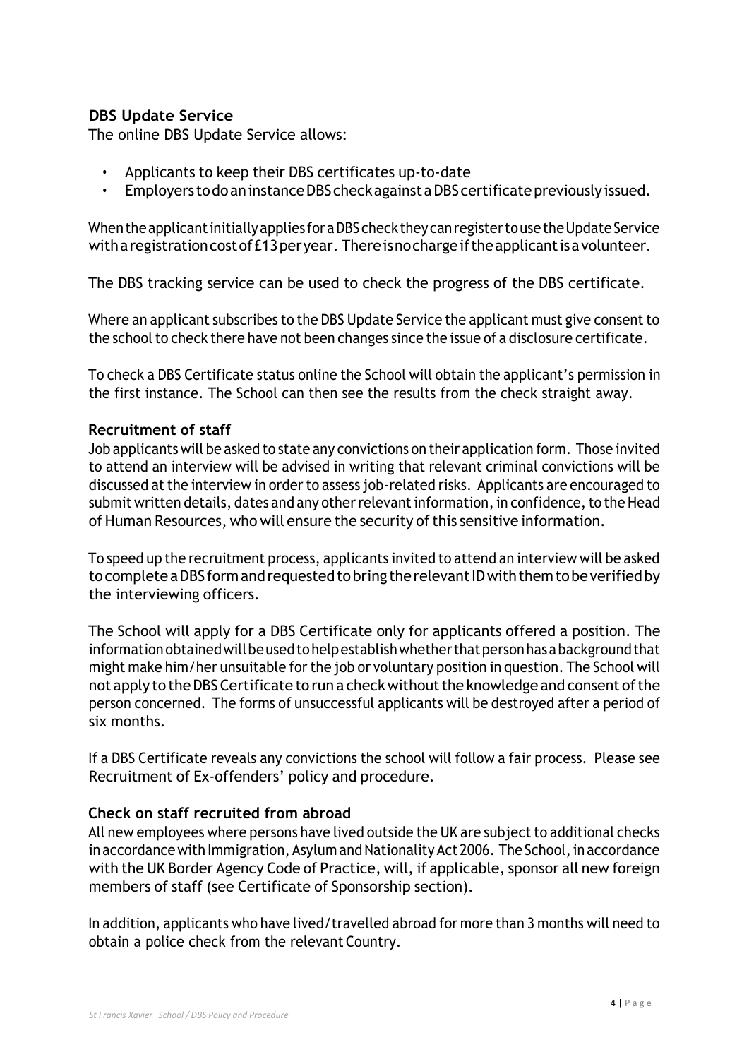### DBS Update Service

The online DBS Update Service allows:

- Applicants to keep their DBS certificates up-to-date
- Employers to do an instance DBS check against a DBS certificate previously issued.

When the applicant initially applies for a DBS check they can register to use the Update Service with a registration cost of £13 per year. There is no charge if the applicant is a volunteer.

The DBS tracking service can be used to check the progress of the DBS certificate.

Where an applicant subscribes to the DBS Update Service the applicant must give consent to the school to check there have not been changes since the issue of a disclosure certificate.

To check a DBS Certificate status online the School will obtain the applicant's permission in the first instance. The School can then see the results from the check straight away.

### Recruitment of staff

Job applicants will be asked to state any convictions on their application form. Those invited to attend an interview will be advised in writing that relevant criminal convictions will be discussed at the interview in order to assess job-related risks. Applicants are encouraged to submit written details, dates and any other relevant information, in confidence, to the Head of Human Resources, who will ensure the security of this sensitive information.

To speed up the recruitment process, applicants invited to attend an interview will be asked to complete a DBS form and requested to bring the relevant ID with them to be verified by the interviewing officers.

The School will apply for a DBS Certificate only for applicants offered a position. The information obtained will be used to help establish whether that person has a background that might make him/her unsuitable for the job or voluntary position in question. The School will not apply to the DBS Certificate to run a check without the knowledge and consent of the person concerned. The forms of unsuccessful applicants will be destroyed after a period of six months.

If a DBS Certificate reveals any convictions the school will follow a fair process. Please see Recruitment of Ex-offenders' policy and procedure.

### Check on staff recruited from abroad

All new employees where persons have lived outside the UK are subject to additional checks in accordance with Immigration, Asylum and Nationality Act 2006. The School, in accordance with the UK Border Agency Code of Practice, will, if applicable, sponsor all new foreign members of staff (see Certificate of Sponsorship section).

In addition, applicants who have lived/travelled abroad for more than 3 months will need to obtain a police check from the relevant Country.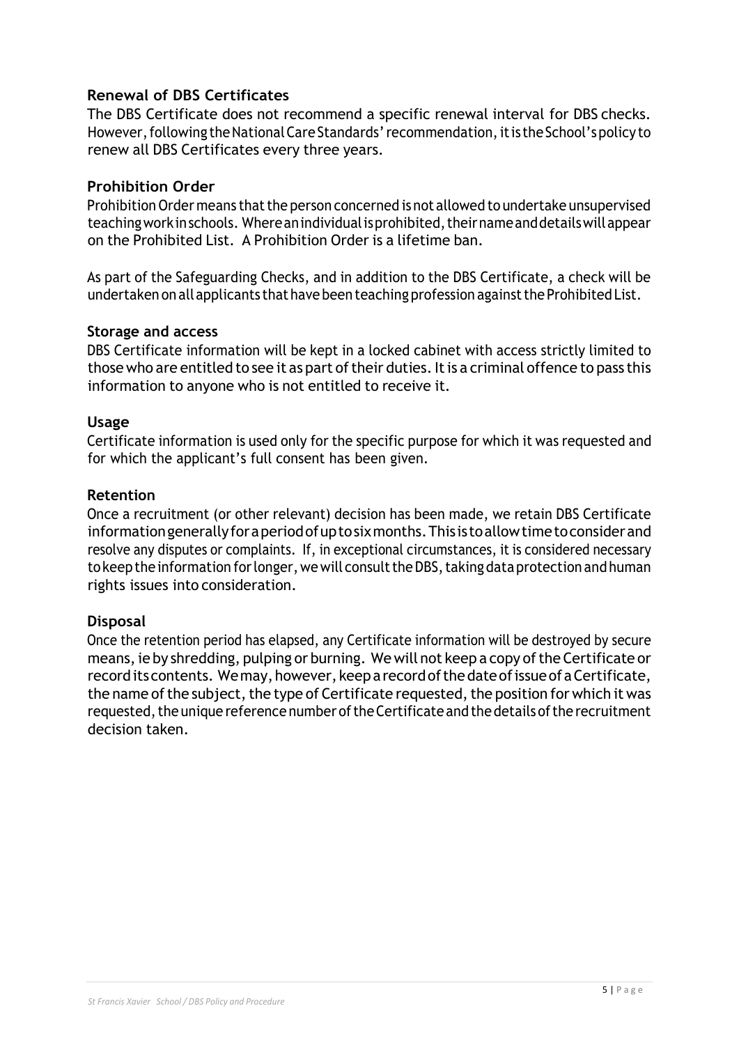### Renewal of DBS Certificates

The DBS Certificate does not recommend a specific renewal interval for DBS checks. However, following the National Care Standards' recommendation, it is the School's policy to renew all DBS Certificates every three years.

### Prohibition Order

Prohibition Order means that the person concerned is not allowed to undertake unsupervised teaching work in schools. Where an individual is prohibited, their name and details will appear on the Prohibited List. A Prohibition Order is a lifetime ban.

As part of the Safeguarding Checks, and in addition to the DBS Certificate, a check will be undertaken on all applicants that have been teaching profession against the Prohibited List.

### Storage and access

DBS Certificate information will be kept in a locked cabinet with access strictly limited to those who are entitled to see it as part of their duties. It is a criminal offence to pass this information to anyone who is not entitled to receive it.

### Usage

Certificate information is used only for the specific purpose for which it was requested and for which the applicant's full consent has been given.

### Retention

Once a recruitment (or other relevant) decision has been made, we retain DBS Certificate information generally for a period of up to six months. This is to allow time to consider and resolve any disputes or complaints. If, in exceptional circumstances, it is considered necessary to keep the information for longer, we will consult the DBS, taking data protection and human rights issues into consideration.

### Disposal

Once the retention period has elapsed, any Certificate information will be destroyed by secure means, ie by shredding, pulping or burning. We will not keep a copy of the Certificate or record its contents. We may, however, keep a record of the date of issue of a Certificate, the name of the subject, the type of Certificate requested, the position for which it was requested, the unique reference number of the Certificate and the details of the recruitment decision taken.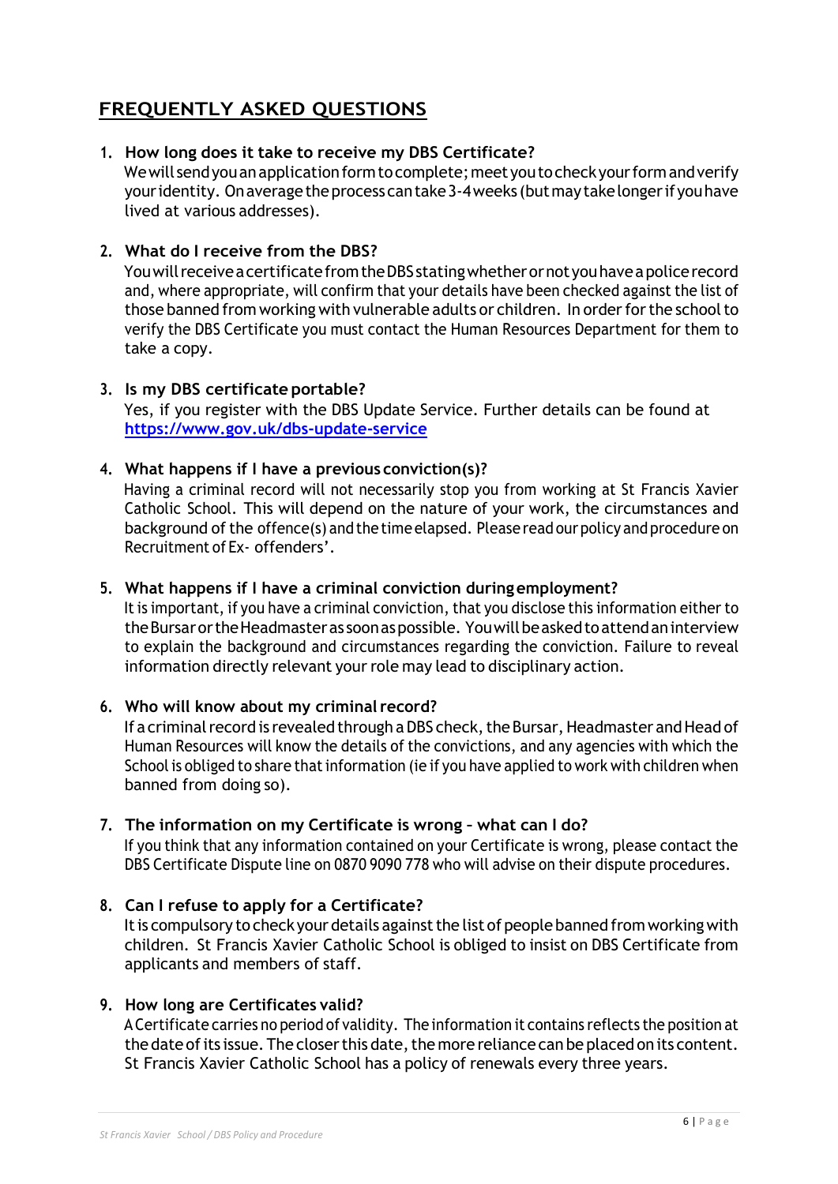## FREQUENTLY ASKED QUESTIONS

1. **How long does it take to receive my DBS Certificate?**
   We will send you an application form to complete; meet you to check your form and verify your identity. On average the process can take 3-4 weeks (but may take longer if you have lived at various addresses).

2. **What do I receive from the DBS?**
   You will receive a certificate from the DBS stating whether or not you have a police record and, where appropriate, will confirm that your details have been checked against the list of those banned from working with vulnerable adults or children. In order for the school to verify the DBS Certificate you must contact the Human Resources Department for them to take a copy.

3. **Is my DBS certificate portable?**
   Yes, if you register with the DBS Update Service. Further details can be found at **https://www.gov.uk/dbs-update-service**

4. **What happens if I have a previous conviction(s)?**
   Having a criminal record will not necessarily stop you from working at St Francis Xavier Catholic School. This will depend on the nature of your work, the circumstances and background of the offence(s) and the time elapsed. Please read our policy and procedure on Recruitment of Ex- offenders'.

5. **What happens if I have a criminal conviction during employment?**
   It is important, if you have a criminal conviction, that you disclose this information either to the Bursar or the Headmaster as soon as possible. You will be asked to attend an interview to explain the background and circumstances regarding the conviction. Failure to reveal information directly relevant your role may lead to disciplinary action.

6. **Who will know about my criminal record?**
   If a criminal record is revealed through a DBS check, the Bursar, Headmaster and Head of Human Resources will know the details of the convictions, and any agencies with which the School is obliged to share that information (ie if you have applied to work with children when banned from doing so).

7. **The information on my Certificate is wrong – what can I do?**
   If you think that any information contained on your Certificate is wrong, please contact the DBS Certificate Dispute line on 0870 9090 778 who will advise on their dispute procedures.

8. **Can I refuse to apply for a Certificate?**
   It is compulsory to check your details against the list of people banned from working with children. St Francis Xavier Catholic School is obliged to insist on DBS Certificate from applicants and members of staff.

9. **How long are Certificates valid?**
   A Certificate carries no period of validity. The information it contains reflects the position at the date of its issue. The closer this date, the more reliance can be placed on its content. St Francis Xavier Catholic School has a policy of renewals every three years.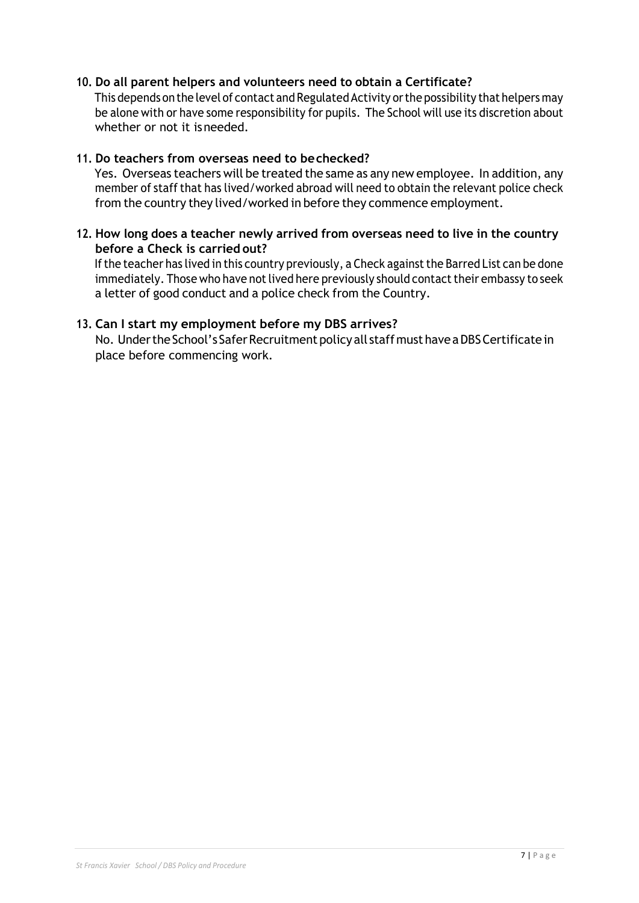**10. Do all parent helpers and volunteers need to obtain a Certificate?**

This depends on the level of contact and Regulated Activity or the possibility that helpers may be alone with or have some responsibility for pupils. The School will use its discretion about whether or not it is needed.

**11. Do teachers from overseas need to be checked?**

Yes. Overseas teachers will be treated the same as any new employee. In addition, any member of staff that has lived/worked abroad will need to obtain the relevant police check from the country they lived/worked in before they commence employment.

**12. How long does a teacher newly arrived from overseas need to live in the country before a Check is carried out?**

If the teacher has lived in this country previously, a Check against the Barred List can be done immediately. Those who have not lived here previously should contact their embassy to seek a letter of good conduct and a police check from the Country.

**13. Can I start my employment before my DBS arrives?**

No. Under the School's Safer Recruitment policy all staff must have a DBS Certificate in place before commencing work.